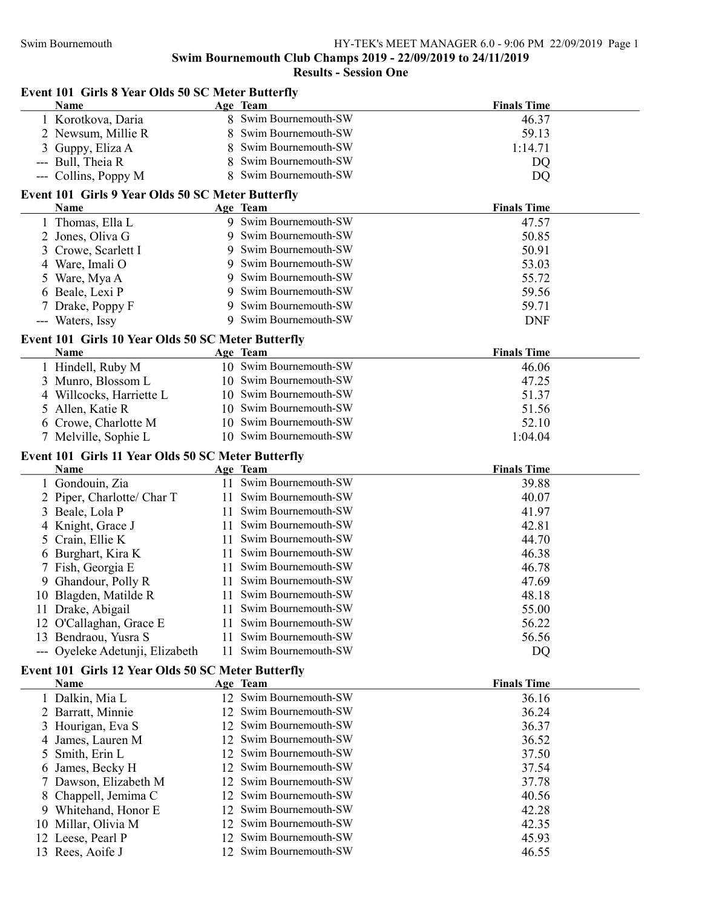# Swim Bournemouth Club Champs 2019 - 22/09/2019 to 24/11/2019

## Results - Session One

### Event 101 Girls 8 Year Olds 50 SC Meter Butterfly

| | Name | Age | Team | Finals Time |
|---|---|---|---|---|
| 1 | Korotkova, Daria | 8 | Swim Bournemouth-SW | 46.37 |
| 2 | Newsum, Millie R | 8 | Swim Bournemouth-SW | 59.13 |
| 3 | Guppy, Eliza A | 8 | Swim Bournemouth-SW | 1:14.71 |
| --- | Bull, Theia R | 8 | Swim Bournemouth-SW | DQ |
| --- | Collins, Poppy M | 8 | Swim Bournemouth-SW | DQ |

### Event 101 Girls 9 Year Olds 50 SC Meter Butterfly

| | Name | Age | Team | Finals Time |
|---|---|---|---|---|
| 1 | Thomas, Ella L | 9 | Swim Bournemouth-SW | 47.57 |
| 2 | Jones, Oliva G | 9 | Swim Bournemouth-SW | 50.85 |
| 3 | Crowe, Scarlett I | 9 | Swim Bournemouth-SW | 50.91 |
| 4 | Ware, Imali O | 9 | Swim Bournemouth-SW | 53.03 |
| 5 | Ware, Mya A | 9 | Swim Bournemouth-SW | 55.72 |
| 6 | Beale, Lexi P | 9 | Swim Bournemouth-SW | 59.56 |
| 7 | Drake, Poppy F | 9 | Swim Bournemouth-SW | 59.71 |
| --- | Waters, Issy | 9 | Swim Bournemouth-SW | DNF |

### Event 101 Girls 10 Year Olds 50 SC Meter Butterfly

| | Name | Age | Team | Finals Time |
|---|---|---|---|---|
| 1 | Hindell, Ruby M | 10 | Swim Bournemouth-SW | 46.06 |
| 3 | Munro, Blossom L | 10 | Swim Bournemouth-SW | 47.25 |
| 4 | Willcocks, Harriette L | 10 | Swim Bournemouth-SW | 51.37 |
| 5 | Allen, Katie R | 10 | Swim Bournemouth-SW | 51.56 |
| 6 | Crowe, Charlotte M | 10 | Swim Bournemouth-SW | 52.10 |
| 7 | Melville, Sophie L | 10 | Swim Bournemouth-SW | 1:04.04 |

### Event 101 Girls 11 Year Olds 50 SC Meter Butterfly

| | Name | Age | Team | Finals Time |
|---|---|---|---|---|
| 1 | Gondouin, Zia | 11 | Swim Bournemouth-SW | 39.88 |
| 2 | Piper, Charlotte/ Char T | 11 | Swim Bournemouth-SW | 40.07 |
| 3 | Beale, Lola P | 11 | Swim Bournemouth-SW | 41.97 |
| 4 | Knight, Grace J | 11 | Swim Bournemouth-SW | 42.81 |
| 5 | Crain, Ellie K | 11 | Swim Bournemouth-SW | 44.70 |
| 6 | Burghart, Kira K | 11 | Swim Bournemouth-SW | 46.38 |
| 7 | Fish, Georgia E | 11 | Swim Bournemouth-SW | 46.78 |
| 9 | Ghandour, Polly R | 11 | Swim Bournemouth-SW | 47.69 |
| 10 | Blagden, Matilde R | 11 | Swim Bournemouth-SW | 48.18 |
| 11 | Drake, Abigail | 11 | Swim Bournemouth-SW | 55.00 |
| 12 | O'Callaghan, Grace E | 11 | Swim Bournemouth-SW | 56.22 |
| 13 | Bendraou, Yusra S | 11 | Swim Bournemouth-SW | 56.56 |
| --- | Oyeleke Adetunji, Elizabeth | 11 | Swim Bournemouth-SW | DQ |

### Event 101 Girls 12 Year Olds 50 SC Meter Butterfly

| | Name | Age | Team | Finals Time |
|---|---|---|---|---|
| 1 | Dalkin, Mia L | 12 | Swim Bournemouth-SW | 36.16 |
| 2 | Barratt, Minnie | 12 | Swim Bournemouth-SW | 36.24 |
| 3 | Hourigan, Eva S | 12 | Swim Bournemouth-SW | 36.37 |
| 4 | James, Lauren M | 12 | Swim Bournemouth-SW | 36.52 |
| 5 | Smith, Erin L | 12 | Swim Bournemouth-SW | 37.50 |
| 6 | James, Becky H | 12 | Swim Bournemouth-SW | 37.54 |
| 7 | Dawson, Elizabeth M | 12 | Swim Bournemouth-SW | 37.78 |
| 8 | Chappell, Jemima C | 12 | Swim Bournemouth-SW | 40.56 |
| 9 | Whitehand, Honor E | 12 | Swim Bournemouth-SW | 42.28 |
| 10 | Millar, Olivia M | 12 | Swim Bournemouth-SW | 42.35 |
| 12 | Leese, Pearl P | 12 | Swim Bournemouth-SW | 45.93 |
| 13 | Rees, Aoife J | 12 | Swim Bournemouth-SW | 46.55 |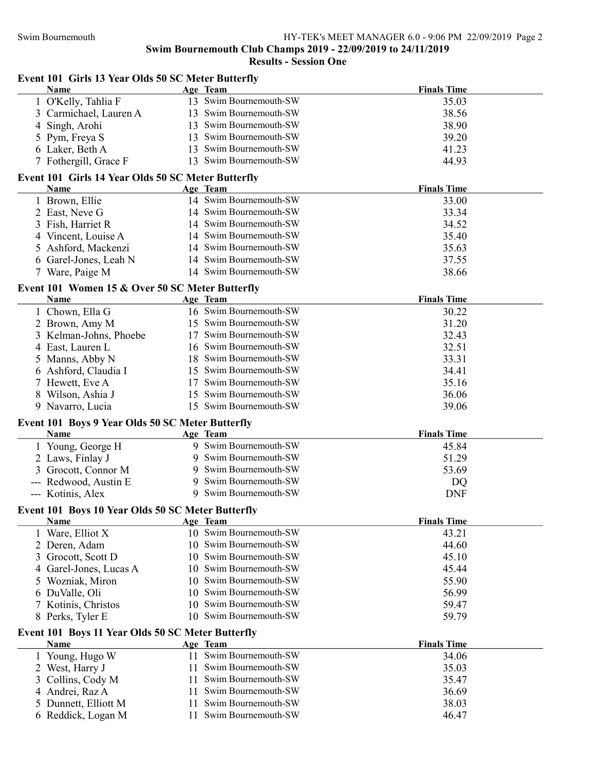## Swim Bournemouth Club Champs 2019 - 22/09/2019 to 24/11/2019

### Results - Session One

#### Event 101 Girls 13 Year Olds 50 SC Meter Butterfly

| | Name | Age | Team | Finals Time |
|---|---|---|---|---|
| 1 | O'Kelly, Tahlia F | 13 | Swim Bournemouth-SW | 35.03 |
| 3 | Carmichael, Lauren A | 13 | Swim Bournemouth-SW | 38.56 |
| 4 | Singh, Arohi | 13 | Swim Bournemouth-SW | 38.90 |
| 5 | Pym, Freya S | 13 | Swim Bournemouth-SW | 39.20 |
| 6 | Laker, Beth A | 13 | Swim Bournemouth-SW | 41.23 |
| 7 | Fothergill, Grace F | 13 | Swim Bournemouth-SW | 44.93 |

#### Event 101 Girls 14 Year Olds 50 SC Meter Butterfly

| | Name | Age | Team | Finals Time |
|---|---|---|---|---|
| 1 | Brown, Ellie | 14 | Swim Bournemouth-SW | 33.00 |
| 2 | East, Neve G | 14 | Swim Bournemouth-SW | 33.34 |
| 3 | Fish, Harriet R | 14 | Swim Bournemouth-SW | 34.52 |
| 4 | Vincent, Louise A | 14 | Swim Bournemouth-SW | 35.40 |
| 5 | Ashford, Mackenzi | 14 | Swim Bournemouth-SW | 35.63 |
| 6 | Garel-Jones, Leah N | 14 | Swim Bournemouth-SW | 37.55 |
| 7 | Ware, Paige M | 14 | Swim Bournemouth-SW | 38.66 |

#### Event 101 Women 15 & Over 50 SC Meter Butterfly

| | Name | Age | Team | Finals Time |
|---|---|---|---|---|
| 1 | Chown, Ella G | 16 | Swim Bournemouth-SW | 30.22 |
| 2 | Brown, Amy M | 15 | Swim Bournemouth-SW | 31.20 |
| 3 | Kelman-Johns, Phoebe | 17 | Swim Bournemouth-SW | 32.43 |
| 4 | East, Lauren L | 16 | Swim Bournemouth-SW | 32.51 |
| 5 | Manns, Abby N | 18 | Swim Bournemouth-SW | 33.31 |
| 6 | Ashford, Claudia I | 15 | Swim Bournemouth-SW | 34.41 |
| 7 | Hewett, Eve A | 17 | Swim Bournemouth-SW | 35.16 |
| 8 | Wilson, Ashia J | 15 | Swim Bournemouth-SW | 36.06 |
| 9 | Navarro, Lucia | 15 | Swim Bournemouth-SW | 39.06 |

#### Event 101 Boys 9 Year Olds 50 SC Meter Butterfly

| | Name | Age | Team | Finals Time |
|---|---|---|---|---|
| 1 | Young, George H | 9 | Swim Bournemouth-SW | 45.84 |
| 2 | Laws, Finlay J | 9 | Swim Bournemouth-SW | 51.29 |
| 3 | Grocott, Connor M | 9 | Swim Bournemouth-SW | 53.69 |
| --- | Redwood, Austin E | 9 | Swim Bournemouth-SW | DQ |
| --- | Kotinis, Alex | 9 | Swim Bournemouth-SW | DNF |

#### Event 101 Boys 10 Year Olds 50 SC Meter Butterfly

| | Name | Age | Team | Finals Time |
|---|---|---|---|---|
| 1 | Ware, Elliot X | 10 | Swim Bournemouth-SW | 43.21 |
| 2 | Deren, Adam | 10 | Swim Bournemouth-SW | 44.60 |
| 3 | Grocott, Scott D | 10 | Swim Bournemouth-SW | 45.10 |
| 4 | Garel-Jones, Lucas A | 10 | Swim Bournemouth-SW | 45.44 |
| 5 | Wozniak, Miron | 10 | Swim Bournemouth-SW | 55.90 |
| 6 | DuValle, Oli | 10 | Swim Bournemouth-SW | 56.99 |
| 7 | Kotinis, Christos | 10 | Swim Bournemouth-SW | 59.47 |
| 8 | Perks, Tyler E | 10 | Swim Bournemouth-SW | 59.79 |

#### Event 101 Boys 11 Year Olds 50 SC Meter Butterfly

| | Name | Age | Team | Finals Time |
|---|---|---|---|---|
| 1 | Young, Hugo W | 11 | Swim Bournemouth-SW | 34.06 |
| 2 | West, Harry J | 11 | Swim Bournemouth-SW | 35.03 |
| 3 | Collins, Cody M | 11 | Swim Bournemouth-SW | 35.47 |
| 4 | Andrei, Raz A | 11 | Swim Bournemouth-SW | 36.69 |
| 5 | Dunnett, Elliott M | 11 | Swim Bournemouth-SW | 38.03 |
| 6 | Reddick, Logan M | 11 | Swim Bournemouth-SW | 46.47 |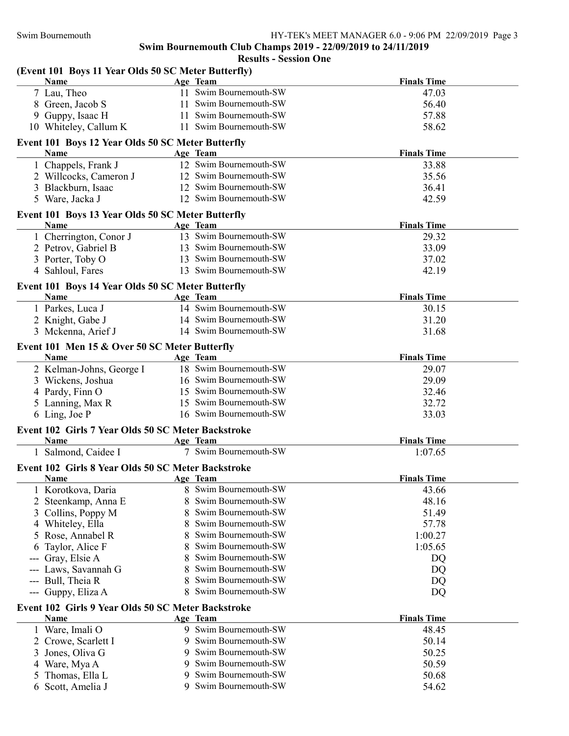## Swim Bournemouth Club Champs 2019 - 22/09/2019 to 24/11/2019

### Results - Session One

**(Event 101 Boys 11 Year Olds 50 SC Meter Butterfly)**

| | Name | Age | Team | Finals Time |
|---|---|---|---|---|
| 7 | Lau, Theo | 11 | Swim Bournemouth-SW | 47.03 |
| 8 | Green, Jacob S | 11 | Swim Bournemouth-SW | 56.40 |
| 9 | Guppy, Isaac H | 11 | Swim Bournemouth-SW | 57.88 |
| 10 | Whiteley, Callum K | 11 | Swim Bournemouth-SW | 58.62 |

**Event 101 Boys 12 Year Olds 50 SC Meter Butterfly**

| | Name | Age | Team | Finals Time |
|---|---|---|---|---|
| 1 | Chappels, Frank J | 12 | Swim Bournemouth-SW | 33.88 |
| 2 | Willcocks, Cameron J | 12 | Swim Bournemouth-SW | 35.56 |
| 3 | Blackburn, Isaac | 12 | Swim Bournemouth-SW | 36.41 |
| 5 | Ware, Jacka J | 12 | Swim Bournemouth-SW | 42.59 |

**Event 101 Boys 13 Year Olds 50 SC Meter Butterfly**

| | Name | Age | Team | Finals Time |
|---|---|---|---|---|
| 1 | Cherrington, Conor J | 13 | Swim Bournemouth-SW | 29.32 |
| 2 | Petrov, Gabriel B | 13 | Swim Bournemouth-SW | 33.09 |
| 3 | Porter, Toby O | 13 | Swim Bournemouth-SW | 37.02 |
| 4 | Sahloul, Fares | 13 | Swim Bournemouth-SW | 42.19 |

**Event 101 Boys 14 Year Olds 50 SC Meter Butterfly**

| | Name | Age | Team | Finals Time |
|---|---|---|---|---|
| 1 | Parkes, Luca J | 14 | Swim Bournemouth-SW | 30.15 |
| 2 | Knight, Gabe J | 14 | Swim Bournemouth-SW | 31.20 |
| 3 | Mckenna, Arief J | 14 | Swim Bournemouth-SW | 31.68 |

**Event 101 Men 15 & Over 50 SC Meter Butterfly**

| | Name | Age | Team | Finals Time |
|---|---|---|---|---|
| 2 | Kelman-Johns, George I | 18 | Swim Bournemouth-SW | 29.07 |
| 3 | Wickens, Joshua | 16 | Swim Bournemouth-SW | 29.09 |
| 4 | Pardy, Finn O | 15 | Swim Bournemouth-SW | 32.46 |
| 5 | Lanning, Max R | 15 | Swim Bournemouth-SW | 32.72 |
| 6 | Ling, Joe P | 16 | Swim Bournemouth-SW | 33.03 |

**Event 102 Girls 7 Year Olds 50 SC Meter Backstroke**

| | Name | Age | Team | Finals Time |
|---|---|---|---|---|
| 1 | Salmond, Caidee I | 7 | Swim Bournemouth-SW | 1:07.65 |

**Event 102 Girls 8 Year Olds 50 SC Meter Backstroke**

| | Name | Age | Team | Finals Time |
|---|---|---|---|---|
| 1 | Korotkova, Daria | 8 | Swim Bournemouth-SW | 43.66 |
| 2 | Steenkamp, Anna E | 8 | Swim Bournemouth-SW | 48.16 |
| 3 | Collins, Poppy M | 8 | Swim Bournemouth-SW | 51.49 |
| 4 | Whiteley, Ella | 8 | Swim Bournemouth-SW | 57.78 |
| 5 | Rose, Annabel R | 8 | Swim Bournemouth-SW | 1:00.27 |
| 6 | Taylor, Alice F | 8 | Swim Bournemouth-SW | 1:05.65 |
| --- | Gray, Elsie A | 8 | Swim Bournemouth-SW | DQ |
| --- | Laws, Savannah G | 8 | Swim Bournemouth-SW | DQ |
| --- | Bull, Theia R | 8 | Swim Bournemouth-SW | DQ |
| --- | Guppy, Eliza A | 8 | Swim Bournemouth-SW | DQ |

**Event 102 Girls 9 Year Olds 50 SC Meter Backstroke**

| | Name | Age | Team | Finals Time |
|---|---|---|---|---|
| 1 | Ware, Imali O | 9 | Swim Bournemouth-SW | 48.45 |
| 2 | Crowe, Scarlett I | 9 | Swim Bournemouth-SW | 50.14 |
| 3 | Jones, Oliva G | 9 | Swim Bournemouth-SW | 50.25 |
| 4 | Ware, Mya A | 9 | Swim Bournemouth-SW | 50.59 |
| 5 | Thomas, Ella L | 9 | Swim Bournemouth-SW | 50.68 |
| 6 | Scott, Amelia J | 9 | Swim Bournemouth-SW | 54.62 |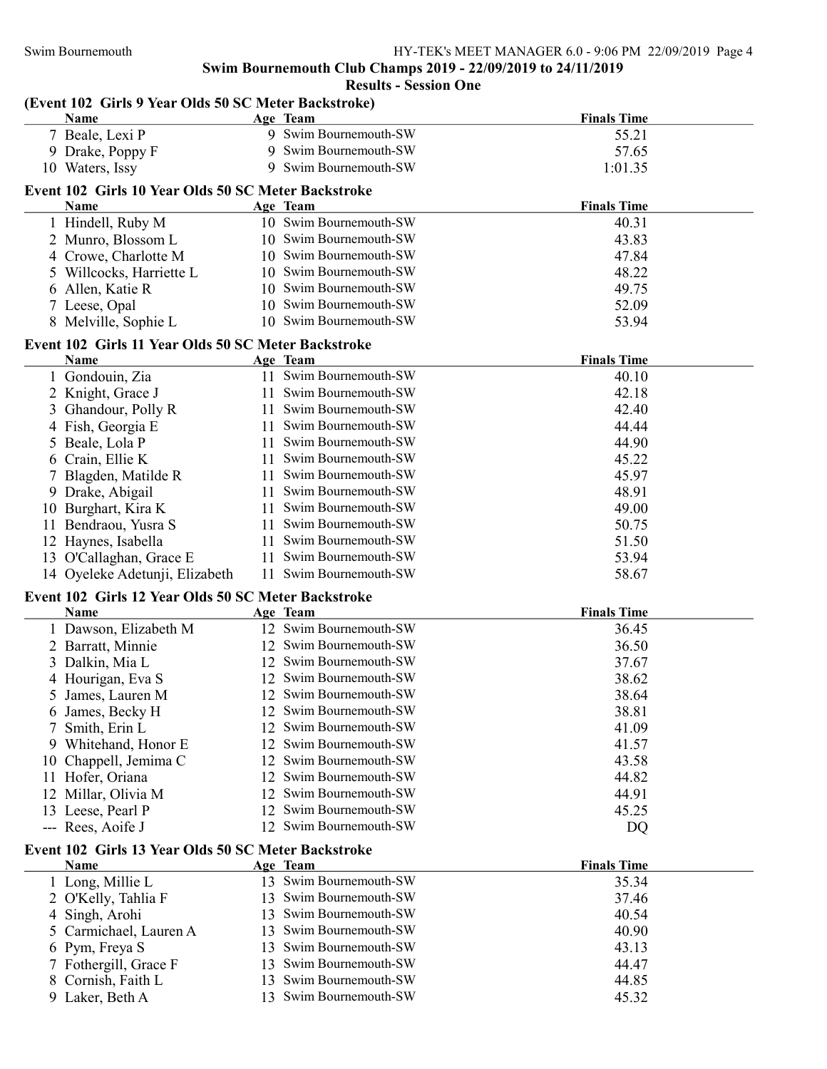## Swim Bournemouth Club Champs 2019 - 22/09/2019 to 24/11/2019

## Results - Session One

### (Event 102 Girls 9 Year Olds 50 SC Meter Backstroke)

| | Name | Age | Team | Finals Time |
|---|---|---|---|---|
| 7 | Beale, Lexi P | 9 | Swim Bournemouth-SW | 55.21 |
| 9 | Drake, Poppy F | 9 | Swim Bournemouth-SW | 57.65 |
| 10 | Waters, Issy | 9 | Swim Bournemouth-SW | 1:01.35 |

### Event 102 Girls 10 Year Olds 50 SC Meter Backstroke

| | Name | Age | Team | Finals Time |
|---|---|---|---|---|
| 1 | Hindell, Ruby M | 10 | Swim Bournemouth-SW | 40.31 |
| 2 | Munro, Blossom L | 10 | Swim Bournemouth-SW | 43.83 |
| 4 | Crowe, Charlotte M | 10 | Swim Bournemouth-SW | 47.84 |
| 5 | Willcocks, Harriette L | 10 | Swim Bournemouth-SW | 48.22 |
| 6 | Allen, Katie R | 10 | Swim Bournemouth-SW | 49.75 |
| 7 | Leese, Opal | 10 | Swim Bournemouth-SW | 52.09 |
| 8 | Melville, Sophie L | 10 | Swim Bournemouth-SW | 53.94 |

### Event 102 Girls 11 Year Olds 50 SC Meter Backstroke

| | Name | Age | Team | Finals Time |
|---|---|---|---|---|
| 1 | Gondouin, Zia | 11 | Swim Bournemouth-SW | 40.10 |
| 2 | Knight, Grace J | 11 | Swim Bournemouth-SW | 42.18 |
| 3 | Ghandour, Polly R | 11 | Swim Bournemouth-SW | 42.40 |
| 4 | Fish, Georgia E | 11 | Swim Bournemouth-SW | 44.44 |
| 5 | Beale, Lola P | 11 | Swim Bournemouth-SW | 44.90 |
| 6 | Crain, Ellie K | 11 | Swim Bournemouth-SW | 45.22 |
| 7 | Blagden, Matilde R | 11 | Swim Bournemouth-SW | 45.97 |
| 9 | Drake, Abigail | 11 | Swim Bournemouth-SW | 48.91 |
| 10 | Burghart, Kira K | 11 | Swim Bournemouth-SW | 49.00 |
| 11 | Bendraou, Yusra S | 11 | Swim Bournemouth-SW | 50.75 |
| 12 | Haynes, Isabella | 11 | Swim Bournemouth-SW | 51.50 |
| 13 | O'Callaghan, Grace E | 11 | Swim Bournemouth-SW | 53.94 |
| 14 | Oyeleke Adetunji, Elizabeth | 11 | Swim Bournemouth-SW | 58.67 |

### Event 102 Girls 12 Year Olds 50 SC Meter Backstroke

| | Name | Age | Team | Finals Time |
|---|---|---|---|---|
| 1 | Dawson, Elizabeth M | 12 | Swim Bournemouth-SW | 36.45 |
| 2 | Barratt, Minnie | 12 | Swim Bournemouth-SW | 36.50 |
| 3 | Dalkin, Mia L | 12 | Swim Bournemouth-SW | 37.67 |
| 4 | Hourigan, Eva S | 12 | Swim Bournemouth-SW | 38.62 |
| 5 | James, Lauren M | 12 | Swim Bournemouth-SW | 38.64 |
| 6 | James, Becky H | 12 | Swim Bournemouth-SW | 38.81 |
| 7 | Smith, Erin L | 12 | Swim Bournemouth-SW | 41.09 |
| 9 | Whitehand, Honor E | 12 | Swim Bournemouth-SW | 41.57 |
| 10 | Chappell, Jemima C | 12 | Swim Bournemouth-SW | 43.58 |
| 11 | Hofer, Oriana | 12 | Swim Bournemouth-SW | 44.82 |
| 12 | Millar, Olivia M | 12 | Swim Bournemouth-SW | 44.91 |
| 13 | Leese, Pearl P | 12 | Swim Bournemouth-SW | 45.25 |
| --- | Rees, Aoife J | 12 | Swim Bournemouth-SW | DQ |

### Event 102 Girls 13 Year Olds 50 SC Meter Backstroke

| | Name | Age | Team | Finals Time |
|---|---|---|---|---|
| 1 | Long, Millie L | 13 | Swim Bournemouth-SW | 35.34 |
| 2 | O'Kelly, Tahlia F | 13 | Swim Bournemouth-SW | 37.46 |
| 4 | Singh, Arohi | 13 | Swim Bournemouth-SW | 40.54 |
| 5 | Carmichael, Lauren A | 13 | Swim Bournemouth-SW | 40.90 |
| 6 | Pym, Freya S | 13 | Swim Bournemouth-SW | 43.13 |
| 7 | Fothergill, Grace F | 13 | Swim Bournemouth-SW | 44.47 |
| 8 | Cornish, Faith L | 13 | Swim Bournemouth-SW | 44.85 |
| 9 | Laker, Beth A | 13 | Swim Bournemouth-SW | 45.32 |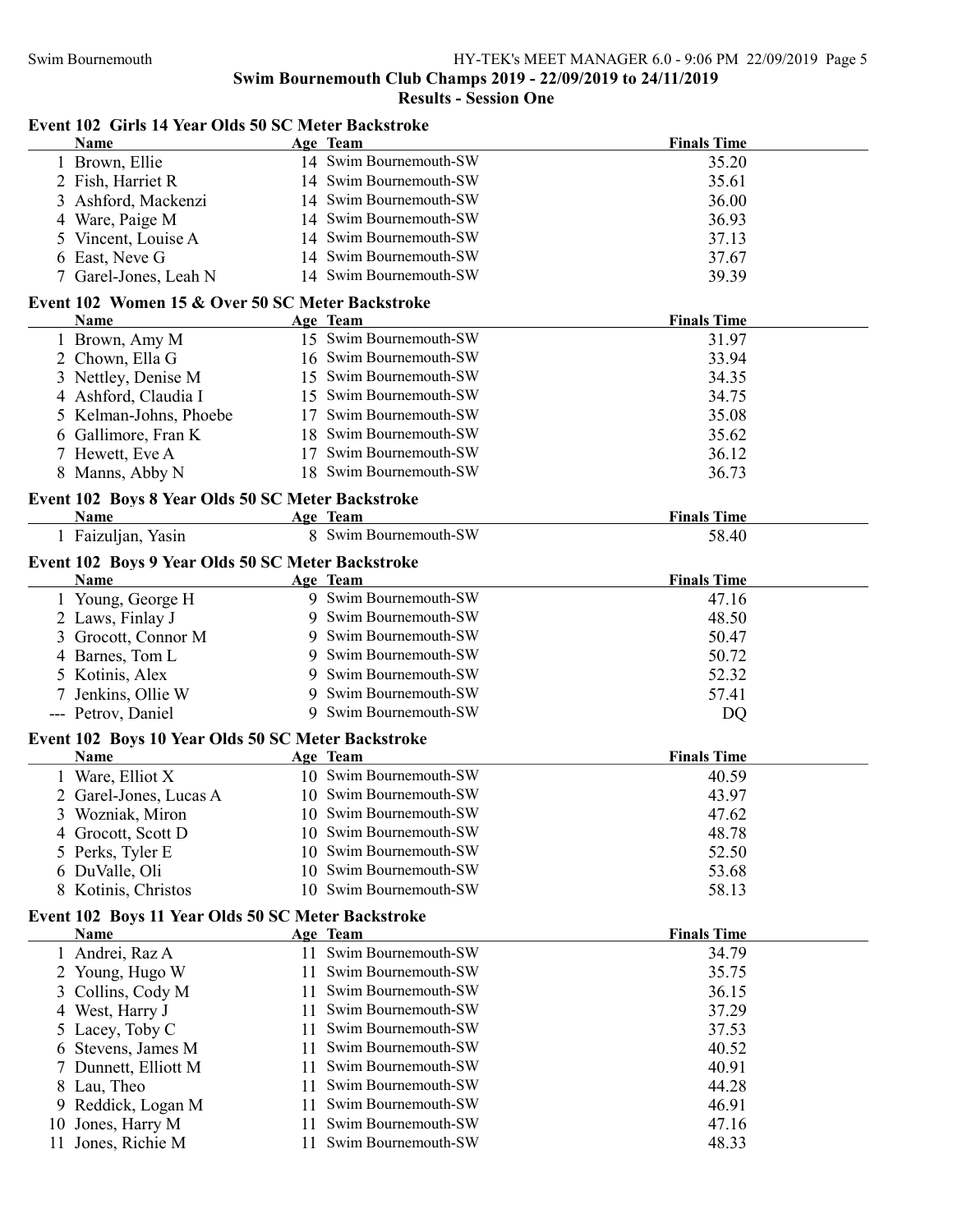**Swim Bournemouth Club Champs 2019 - 22/09/2019 to 24/11/2019**

**Results - Session One**

### Event 102 Girls 14 Year Olds 50 SC Meter Backstroke

| | Name | Age | Team | Finals Time |
|---|---|---|---|---|
| 1 | Brown, Ellie | 14 | Swim Bournemouth-SW | 35.20 |
| 2 | Fish, Harriet R | 14 | Swim Bournemouth-SW | 35.61 |
| 3 | Ashford, Mackenzi | 14 | Swim Bournemouth-SW | 36.00 |
| 4 | Ware, Paige M | 14 | Swim Bournemouth-SW | 36.93 |
| 5 | Vincent, Louise A | 14 | Swim Bournemouth-SW | 37.13 |
| 6 | East, Neve G | 14 | Swim Bournemouth-SW | 37.67 |
| 7 | Garel-Jones, Leah N | 14 | Swim Bournemouth-SW | 39.39 |

### Event 102 Women 15 & Over 50 SC Meter Backstroke

| | Name | Age | Team | Finals Time |
|---|---|---|---|---|
| 1 | Brown, Amy M | 15 | Swim Bournemouth-SW | 31.97 |
| 2 | Chown, Ella G | 16 | Swim Bournemouth-SW | 33.94 |
| 3 | Nettley, Denise M | 15 | Swim Bournemouth-SW | 34.35 |
| 4 | Ashford, Claudia I | 15 | Swim Bournemouth-SW | 34.75 |
| 5 | Kelman-Johns, Phoebe | 17 | Swim Bournemouth-SW | 35.08 |
| 6 | Gallimore, Fran K | 18 | Swim Bournemouth-SW | 35.62 |
| 7 | Hewett, Eve A | 17 | Swim Bournemouth-SW | 36.12 |
| 8 | Manns, Abby N | 18 | Swim Bournemouth-SW | 36.73 |

### Event 102 Boys 8 Year Olds 50 SC Meter Backstroke

| | Name | Age | Team | Finals Time |
|---|---|---|---|---|
| 1 | Faizuljan, Yasin | 8 | Swim Bournemouth-SW | 58.40 |

### Event 102 Boys 9 Year Olds 50 SC Meter Backstroke

| | Name | Age | Team | Finals Time |
|---|---|---|---|---|
| 1 | Young, George H | 9 | Swim Bournemouth-SW | 47.16 |
| 2 | Laws, Finlay J | 9 | Swim Bournemouth-SW | 48.50 |
| 3 | Grocott, Connor M | 9 | Swim Bournemouth-SW | 50.47 |
| 4 | Barnes, Tom L | 9 | Swim Bournemouth-SW | 50.72 |
| 5 | Kotinis, Alex | 9 | Swim Bournemouth-SW | 52.32 |
| 7 | Jenkins, Ollie W | 9 | Swim Bournemouth-SW | 57.41 |
| --- | Petrov, Daniel | 9 | Swim Bournemouth-SW | DQ |

### Event 102 Boys 10 Year Olds 50 SC Meter Backstroke

| | Name | Age | Team | Finals Time |
|---|---|---|---|---|
| 1 | Ware, Elliot X | 10 | Swim Bournemouth-SW | 40.59 |
| 2 | Garel-Jones, Lucas A | 10 | Swim Bournemouth-SW | 43.97 |
| 3 | Wozniak, Miron | 10 | Swim Bournemouth-SW | 47.62 |
| 4 | Grocott, Scott D | 10 | Swim Bournemouth-SW | 48.78 |
| 5 | Perks, Tyler E | 10 | Swim Bournemouth-SW | 52.50 |
| 6 | DuValle, Oli | 10 | Swim Bournemouth-SW | 53.68 |
| 8 | Kotinis, Christos | 10 | Swim Bournemouth-SW | 58.13 |

### Event 102 Boys 11 Year Olds 50 SC Meter Backstroke

| | Name | Age | Team | Finals Time |
|---|---|---|---|---|
| 1 | Andrei, Raz A | 11 | Swim Bournemouth-SW | 34.79 |
| 2 | Young, Hugo W | 11 | Swim Bournemouth-SW | 35.75 |
| 3 | Collins, Cody M | 11 | Swim Bournemouth-SW | 36.15 |
| 4 | West, Harry J | 11 | Swim Bournemouth-SW | 37.29 |
| 5 | Lacey, Toby C | 11 | Swim Bournemouth-SW | 37.53 |
| 6 | Stevens, James M | 11 | Swim Bournemouth-SW | 40.52 |
| 7 | Dunnett, Elliott M | 11 | Swim Bournemouth-SW | 40.91 |
| 8 | Lau, Theo | 11 | Swim Bournemouth-SW | 44.28 |
| 9 | Reddick, Logan M | 11 | Swim Bournemouth-SW | 46.91 |
| 10 | Jones, Harry M | 11 | Swim Bournemouth-SW | 47.16 |
| 11 | Jones, Richie M | 11 | Swim Bournemouth-SW | 48.33 |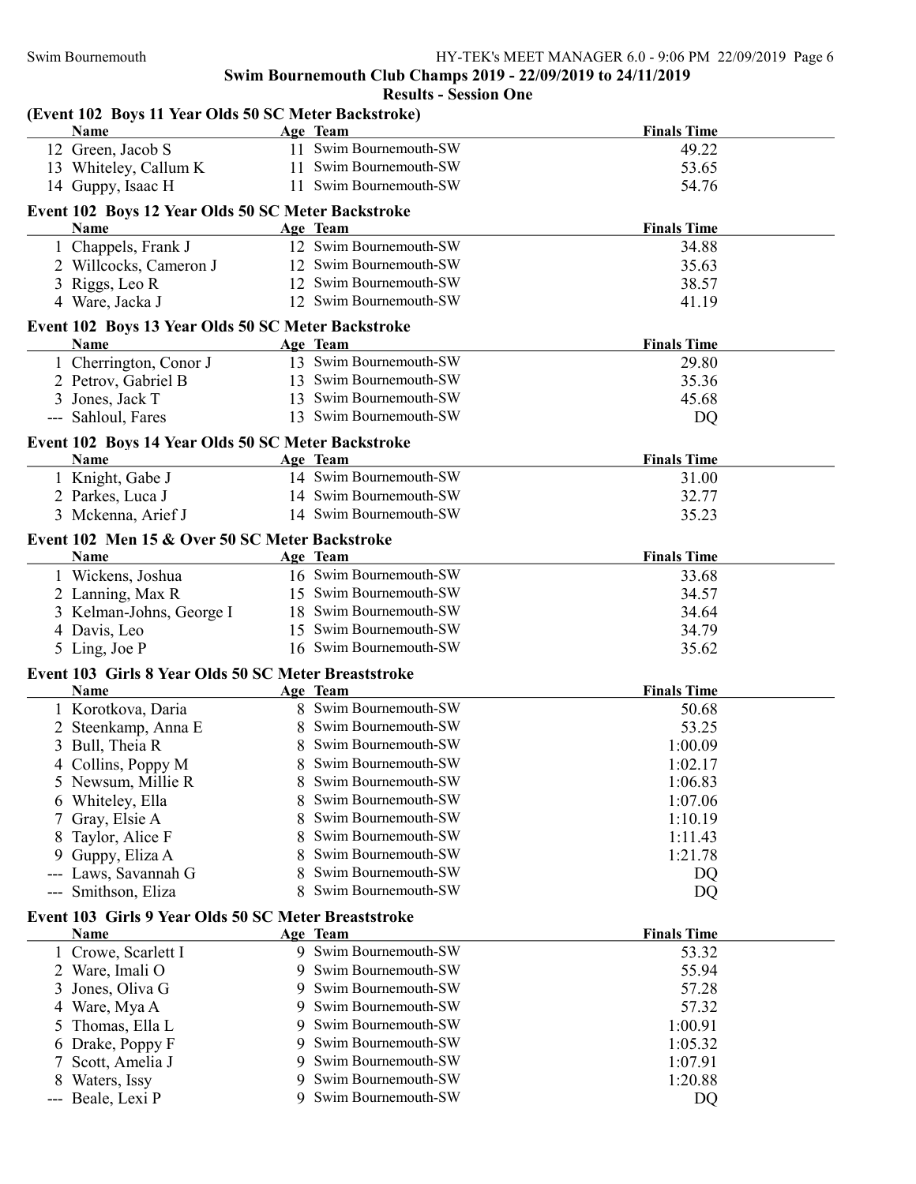## Swim Bournemouth Club Champs 2019 - 22/09/2019 to 24/11/2019

### Results - Session One

### (Event 102 Boys 11 Year Olds 50 SC Meter Backstroke)

| | Name | Age | Team | Finals Time |
|---|---|---|---|---|
| 12 | Green, Jacob S | 11 | Swim Bournemouth-SW | 49.22 |
| 13 | Whiteley, Callum K | 11 | Swim Bournemouth-SW | 53.65 |
| 14 | Guppy, Isaac H | 11 | Swim Bournemouth-SW | 54.76 |

### Event 102 Boys 12 Year Olds 50 SC Meter Backstroke

| | Name | Age | Team | Finals Time |
|---|---|---|---|---|
| 1 | Chappels, Frank J | 12 | Swim Bournemouth-SW | 34.88 |
| 2 | Willcocks, Cameron J | 12 | Swim Bournemouth-SW | 35.63 |
| 3 | Riggs, Leo R | 12 | Swim Bournemouth-SW | 38.57 |
| 4 | Ware, Jacka J | 12 | Swim Bournemouth-SW | 41.19 |

### Event 102 Boys 13 Year Olds 50 SC Meter Backstroke

| | Name | Age | Team | Finals Time |
|---|---|---|---|---|
| 1 | Cherrington, Conor J | 13 | Swim Bournemouth-SW | 29.80 |
| 2 | Petrov, Gabriel B | 13 | Swim Bournemouth-SW | 35.36 |
| 3 | Jones, Jack T | 13 | Swim Bournemouth-SW | 45.68 |
| --- | Sahloul, Fares | 13 | Swim Bournemouth-SW | DQ |

### Event 102 Boys 14 Year Olds 50 SC Meter Backstroke

| | Name | Age | Team | Finals Time |
|---|---|---|---|---|
| 1 | Knight, Gabe J | 14 | Swim Bournemouth-SW | 31.00 |
| 2 | Parkes, Luca J | 14 | Swim Bournemouth-SW | 32.77 |
| 3 | Mckenna, Arief J | 14 | Swim Bournemouth-SW | 35.23 |

### Event 102 Men 15 & Over 50 SC Meter Backstroke

| | Name | Age | Team | Finals Time |
|---|---|---|---|---|
| 1 | Wickens, Joshua | 16 | Swim Bournemouth-SW | 33.68 |
| 2 | Lanning, Max R | 15 | Swim Bournemouth-SW | 34.57 |
| 3 | Kelman-Johns, George I | 18 | Swim Bournemouth-SW | 34.64 |
| 4 | Davis, Leo | 15 | Swim Bournemouth-SW | 34.79 |
| 5 | Ling, Joe P | 16 | Swim Bournemouth-SW | 35.62 |

### Event 103 Girls 8 Year Olds 50 SC Meter Breaststroke

| | Name | Age | Team | Finals Time |
|---|---|---|---|---|
| 1 | Korotkova, Daria | 8 | Swim Bournemouth-SW | 50.68 |
| 2 | Steenkamp, Anna E | 8 | Swim Bournemouth-SW | 53.25 |
| 3 | Bull, Theia R | 8 | Swim Bournemouth-SW | 1:00.09 |
| 4 | Collins, Poppy M | 8 | Swim Bournemouth-SW | 1:02.17 |
| 5 | Newsum, Millie R | 8 | Swim Bournemouth-SW | 1:06.83 |
| 6 | Whiteley, Ella | 8 | Swim Bournemouth-SW | 1:07.06 |
| 7 | Gray, Elsie A | 8 | Swim Bournemouth-SW | 1:10.19 |
| 8 | Taylor, Alice F | 8 | Swim Bournemouth-SW | 1:11.43 |
| 9 | Guppy, Eliza A | 8 | Swim Bournemouth-SW | 1:21.78 |
| --- | Laws, Savannah G | 8 | Swim Bournemouth-SW | DQ |
| --- | Smithson, Eliza | 8 | Swim Bournemouth-SW | DQ |

### Event 103 Girls 9 Year Olds 50 SC Meter Breaststroke

| | Name | Age | Team | Finals Time |
|---|---|---|---|---|
| 1 | Crowe, Scarlett I | 9 | Swim Bournemouth-SW | 53.32 |
| 2 | Ware, Imali O | 9 | Swim Bournemouth-SW | 55.94 |
| 3 | Jones, Oliva G | 9 | Swim Bournemouth-SW | 57.28 |
| 4 | Ware, Mya A | 9 | Swim Bournemouth-SW | 57.32 |
| 5 | Thomas, Ella L | 9 | Swim Bournemouth-SW | 1:00.91 |
| 6 | Drake, Poppy F | 9 | Swim Bournemouth-SW | 1:05.32 |
| 7 | Scott, Amelia J | 9 | Swim Bournemouth-SW | 1:07.91 |
| 8 | Waters, Issy | 9 | Swim Bournemouth-SW | 1:20.88 |
| --- | Beale, Lexi P | 9 | Swim Bournemouth-SW | DQ |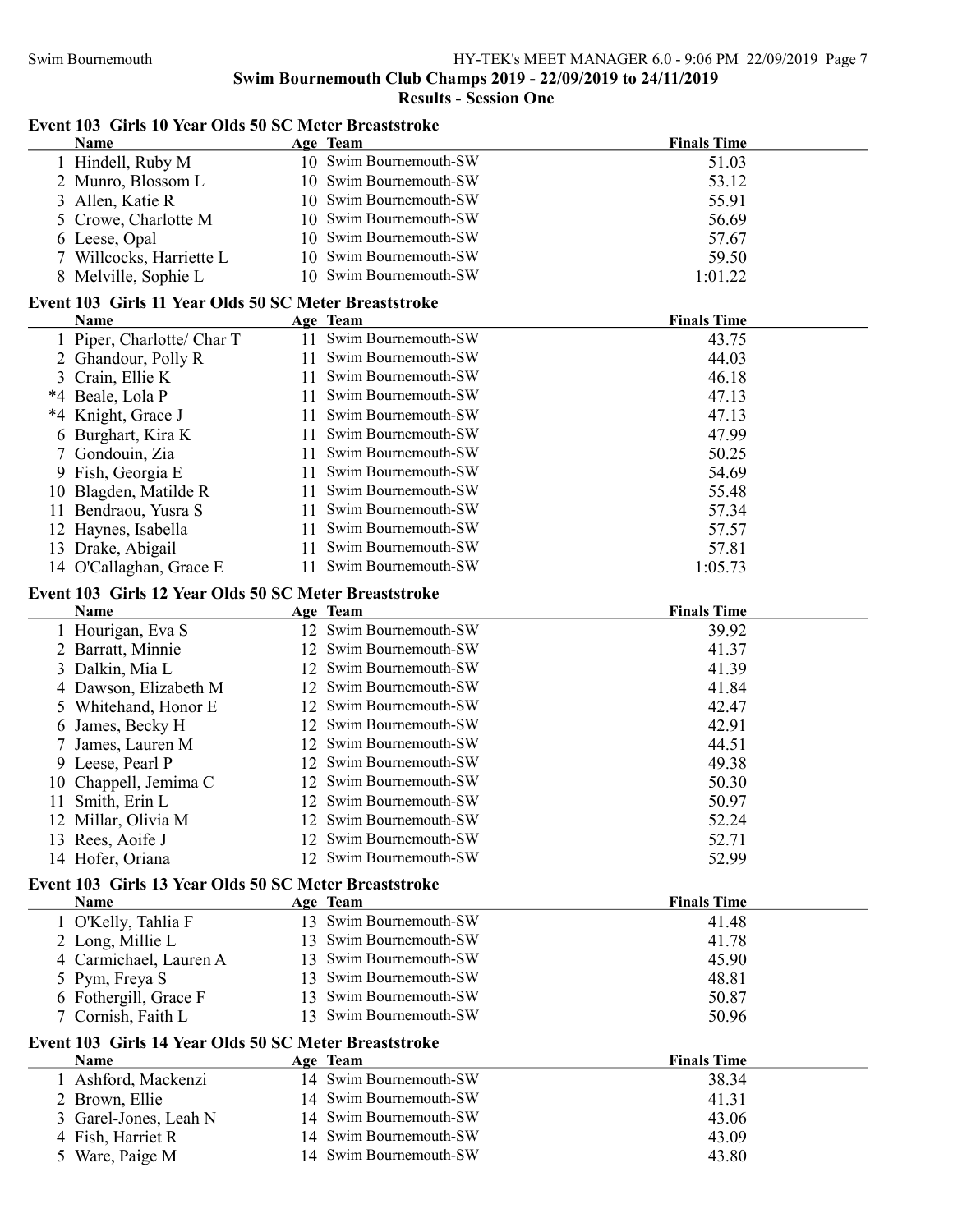## Swim Bournemouth Club Champs 2019 - 22/09/2019 to 24/11/2019

### Results - Session One

#### Event 103 Girls 10 Year Olds 50 SC Meter Breaststroke

| | Name | Age | Team | Finals Time |
|---|---|---|---|---|
| 1 | Hindell, Ruby M | 10 | Swim Bournemouth-SW | 51.03 |
| 2 | Munro, Blossom L | 10 | Swim Bournemouth-SW | 53.12 |
| 3 | Allen, Katie R | 10 | Swim Bournemouth-SW | 55.91 |
| 5 | Crowe, Charlotte M | 10 | Swim Bournemouth-SW | 56.69 |
| 6 | Leese, Opal | 10 | Swim Bournemouth-SW | 57.67 |
| 7 | Willcocks, Harriette L | 10 | Swim Bournemouth-SW | 59.50 |
| 8 | Melville, Sophie L | 10 | Swim Bournemouth-SW | 1:01.22 |

#### Event 103 Girls 11 Year Olds 50 SC Meter Breaststroke

| | Name | Age | Team | Finals Time |
|---|---|---|---|---|
| 1 | Piper, Charlotte/ Char T | 11 | Swim Bournemouth-SW | 43.75 |
| 2 | Ghandour, Polly R | 11 | Swim Bournemouth-SW | 44.03 |
| 3 | Crain, Ellie K | 11 | Swim Bournemouth-SW | 46.18 |
| *4 | Beale, Lola P | 11 | Swim Bournemouth-SW | 47.13 |
| *4 | Knight, Grace J | 11 | Swim Bournemouth-SW | 47.13 |
| 6 | Burghart, Kira K | 11 | Swim Bournemouth-SW | 47.99 |
| 7 | Gondouin, Zia | 11 | Swim Bournemouth-SW | 50.25 |
| 9 | Fish, Georgia E | 11 | Swim Bournemouth-SW | 54.69 |
| 10 | Blagden, Matilde R | 11 | Swim Bournemouth-SW | 55.48 |
| 11 | Bendraou, Yusra S | 11 | Swim Bournemouth-SW | 57.34 |
| 12 | Haynes, Isabella | 11 | Swim Bournemouth-SW | 57.57 |
| 13 | Drake, Abigail | 11 | Swim Bournemouth-SW | 57.81 |
| 14 | O'Callaghan, Grace E | 11 | Swim Bournemouth-SW | 1:05.73 |

#### Event 103 Girls 12 Year Olds 50 SC Meter Breaststroke

| | Name | Age | Team | Finals Time |
|---|---|---|---|---|
| 1 | Hourigan, Eva S | 12 | Swim Bournemouth-SW | 39.92 |
| 2 | Barratt, Minnie | 12 | Swim Bournemouth-SW | 41.37 |
| 3 | Dalkin, Mia L | 12 | Swim Bournemouth-SW | 41.39 |
| 4 | Dawson, Elizabeth M | 12 | Swim Bournemouth-SW | 41.84 |
| 5 | Whitehand, Honor E | 12 | Swim Bournemouth-SW | 42.47 |
| 6 | James, Becky H | 12 | Swim Bournemouth-SW | 42.91 |
| 7 | James, Lauren M | 12 | Swim Bournemouth-SW | 44.51 |
| 9 | Leese, Pearl P | 12 | Swim Bournemouth-SW | 49.38 |
| 10 | Chappell, Jemima C | 12 | Swim Bournemouth-SW | 50.30 |
| 11 | Smith, Erin L | 12 | Swim Bournemouth-SW | 50.97 |
| 12 | Millar, Olivia M | 12 | Swim Bournemouth-SW | 52.24 |
| 13 | Rees, Aoife J | 12 | Swim Bournemouth-SW | 52.71 |
| 14 | Hofer, Oriana | 12 | Swim Bournemouth-SW | 52.99 |

#### Event 103 Girls 13 Year Olds 50 SC Meter Breaststroke

| | Name | Age | Team | Finals Time |
|---|---|---|---|---|
| 1 | O'Kelly, Tahlia F | 13 | Swim Bournemouth-SW | 41.48 |
| 2 | Long, Millie L | 13 | Swim Bournemouth-SW | 41.78 |
| 4 | Carmichael, Lauren A | 13 | Swim Bournemouth-SW | 45.90 |
| 5 | Pym, Freya S | 13 | Swim Bournemouth-SW | 48.81 |
| 6 | Fothergill, Grace F | 13 | Swim Bournemouth-SW | 50.87 |
| 7 | Cornish, Faith L | 13 | Swim Bournemouth-SW | 50.96 |

#### Event 103 Girls 14 Year Olds 50 SC Meter Breaststroke

| | Name | Age | Team | Finals Time |
|---|---|---|---|---|
| 1 | Ashford, Mackenzi | 14 | Swim Bournemouth-SW | 38.34 |
| 2 | Brown, Ellie | 14 | Swim Bournemouth-SW | 41.31 |
| 3 | Garel-Jones, Leah N | 14 | Swim Bournemouth-SW | 43.06 |
| 4 | Fish, Harriet R | 14 | Swim Bournemouth-SW | 43.09 |
| 5 | Ware, Paige M | 14 | Swim Bournemouth-SW | 43.80 |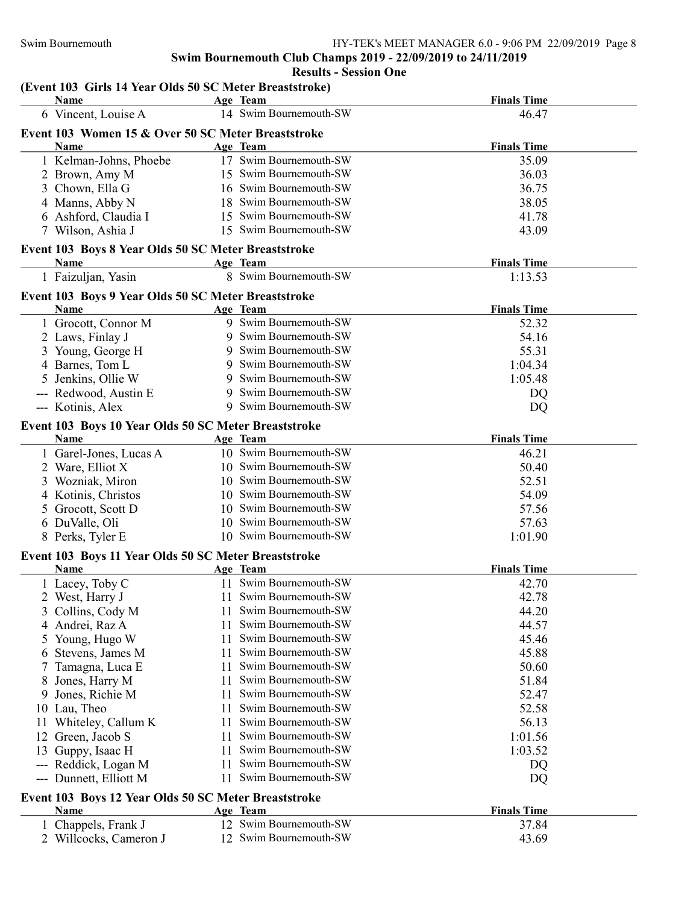## Swim Bournemouth Club Champs 2019 - 22/09/2019 to 24/11/2019

### Results - Session One

### (Event 103 Girls 14 Year Olds 50 SC Meter Breaststroke)

| | Name | Age | Team | Finals Time |
|---|---|---|---|---|
| 6 | Vincent, Louise A | 14 | Swim Bournemouth-SW | 46.47 |

### Event 103 Women 15 & Over 50 SC Meter Breaststroke

| | Name | Age | Team | Finals Time |
|---|---|---|---|---|
| 1 | Kelman-Johns, Phoebe | 17 | Swim Bournemouth-SW | 35.09 |
| 2 | Brown, Amy M | 15 | Swim Bournemouth-SW | 36.03 |
| 3 | Chown, Ella G | 16 | Swim Bournemouth-SW | 36.75 |
| 4 | Manns, Abby N | 18 | Swim Bournemouth-SW | 38.05 |
| 6 | Ashford, Claudia I | 15 | Swim Bournemouth-SW | 41.78 |
| 7 | Wilson, Ashia J | 15 | Swim Bournemouth-SW | 43.09 |

### Event 103 Boys 8 Year Olds 50 SC Meter Breaststroke

| | Name | Age | Team | Finals Time |
|---|---|---|---|---|
| 1 | Faizuljan, Yasin | 8 | Swim Bournemouth-SW | 1:13.53 |

### Event 103 Boys 9 Year Olds 50 SC Meter Breaststroke

| | Name | Age | Team | Finals Time |
|---|---|---|---|---|
| 1 | Grocott, Connor M | 9 | Swim Bournemouth-SW | 52.32 |
| 2 | Laws, Finlay J | 9 | Swim Bournemouth-SW | 54.16 |
| 3 | Young, George H | 9 | Swim Bournemouth-SW | 55.31 |
| 4 | Barnes, Tom L | 9 | Swim Bournemouth-SW | 1:04.34 |
| 5 | Jenkins, Ollie W | 9 | Swim Bournemouth-SW | 1:05.48 |
| --- | Redwood, Austin E | 9 | Swim Bournemouth-SW | DQ |
| --- | Kotinis, Alex | 9 | Swim Bournemouth-SW | DQ |

### Event 103 Boys 10 Year Olds 50 SC Meter Breaststroke

| | Name | Age | Team | Finals Time |
|---|---|---|---|---|
| 1 | Garel-Jones, Lucas A | 10 | Swim Bournemouth-SW | 46.21 |
| 2 | Ware, Elliot X | 10 | Swim Bournemouth-SW | 50.40 |
| 3 | Wozniak, Miron | 10 | Swim Bournemouth-SW | 52.51 |
| 4 | Kotinis, Christos | 10 | Swim Bournemouth-SW | 54.09 |
| 5 | Grocott, Scott D | 10 | Swim Bournemouth-SW | 57.56 |
| 6 | DuValle, Oli | 10 | Swim Bournemouth-SW | 57.63 |
| 8 | Perks, Tyler E | 10 | Swim Bournemouth-SW | 1:01.90 |

### Event 103 Boys 11 Year Olds 50 SC Meter Breaststroke

| | Name | Age | Team | Finals Time |
|---|---|---|---|---|
| 1 | Lacey, Toby C | 11 | Swim Bournemouth-SW | 42.70 |
| 2 | West, Harry J | 11 | Swim Bournemouth-SW | 42.78 |
| 3 | Collins, Cody M | 11 | Swim Bournemouth-SW | 44.20 |
| 4 | Andrei, Raz A | 11 | Swim Bournemouth-SW | 44.57 |
| 5 | Young, Hugo W | 11 | Swim Bournemouth-SW | 45.46 |
| 6 | Stevens, James M | 11 | Swim Bournemouth-SW | 45.88 |
| 7 | Tamagna, Luca E | 11 | Swim Bournemouth-SW | 50.60 |
| 8 | Jones, Harry M | 11 | Swim Bournemouth-SW | 51.84 |
| 9 | Jones, Richie M | 11 | Swim Bournemouth-SW | 52.47 |
| 10 | Lau, Theo | 11 | Swim Bournemouth-SW | 52.58 |
| 11 | Whiteley, Callum K | 11 | Swim Bournemouth-SW | 56.13 |
| 12 | Green, Jacob S | 11 | Swim Bournemouth-SW | 1:01.56 |
| 13 | Guppy, Isaac H | 11 | Swim Bournemouth-SW | 1:03.52 |
| --- | Reddick, Logan M | 11 | Swim Bournemouth-SW | DQ |
| --- | Dunnett, Elliott M | 11 | Swim Bournemouth-SW | DQ |

### Event 103 Boys 12 Year Olds 50 SC Meter Breaststroke

| | Name | Age | Team | Finals Time |
|---|---|---|---|---|
| 1 | Chappels, Frank J | 12 | Swim Bournemouth-SW | 37.84 |
| 2 | Willcocks, Cameron J | 12 | Swim Bournemouth-SW | 43.69 |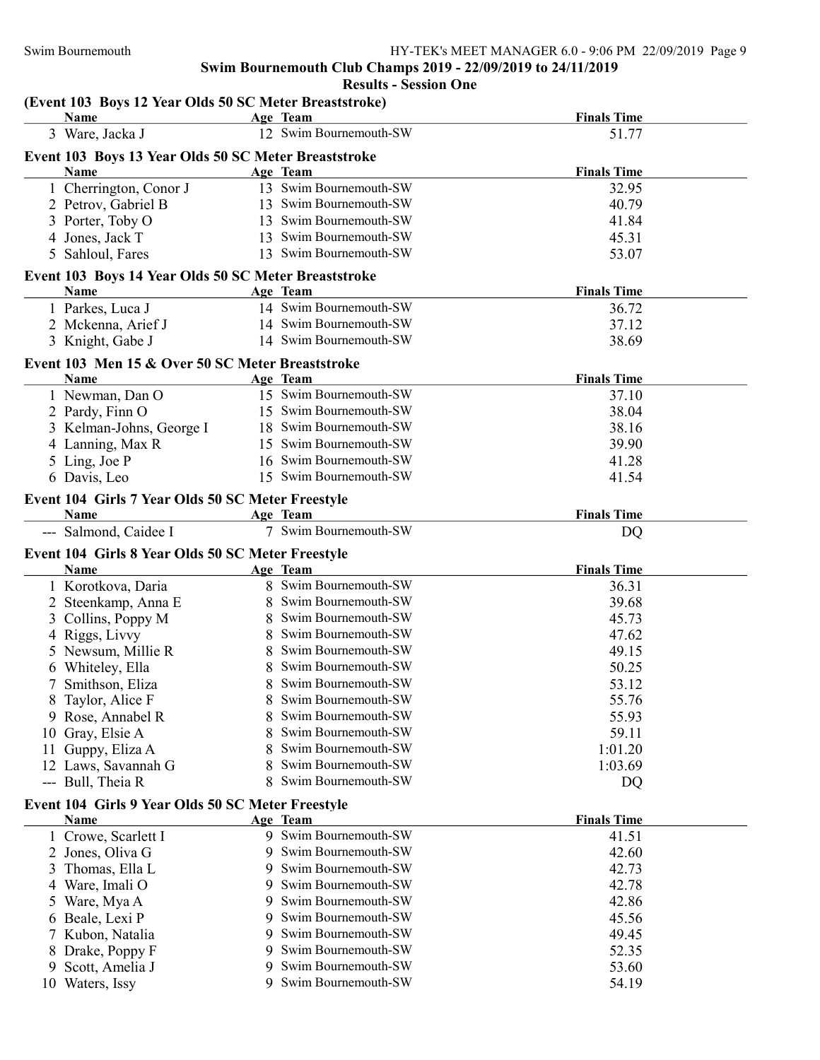**Swim Bournemouth Club Champs 2019 - 22/09/2019 to 24/11/2019**

**Results - Session One**

### (Event 103 Boys 12 Year Olds 50 SC Meter Breaststroke)

| | Name | Age | Team | Finals Time |
|---|---|---|---|---|
| 3 | Ware, Jacka J | 12 | Swim Bournemouth-SW | 51.77 |

### Event 103 Boys 13 Year Olds 50 SC Meter Breaststroke

| | Name | Age | Team | Finals Time |
|---|---|---|---|---|
| 1 | Cherrington, Conor J | 13 | Swim Bournemouth-SW | 32.95 |
| 2 | Petrov, Gabriel B | 13 | Swim Bournemouth-SW | 40.79 |
| 3 | Porter, Toby O | 13 | Swim Bournemouth-SW | 41.84 |
| 4 | Jones, Jack T | 13 | Swim Bournemouth-SW | 45.31 |
| 5 | Sahloul, Fares | 13 | Swim Bournemouth-SW | 53.07 |

### Event 103 Boys 14 Year Olds 50 SC Meter Breaststroke

| | Name | Age | Team | Finals Time |
|---|---|---|---|---|
| 1 | Parkes, Luca J | 14 | Swim Bournemouth-SW | 36.72 |
| 2 | Mckenna, Arief J | 14 | Swim Bournemouth-SW | 37.12 |
| 3 | Knight, Gabe J | 14 | Swim Bournemouth-SW | 38.69 |

### Event 103 Men 15 & Over 50 SC Meter Breaststroke

| | Name | Age | Team | Finals Time |
|---|---|---|---|---|
| 1 | Newman, Dan O | 15 | Swim Bournemouth-SW | 37.10 |
| 2 | Pardy, Finn O | 15 | Swim Bournemouth-SW | 38.04 |
| 3 | Kelman-Johns, George I | 18 | Swim Bournemouth-SW | 38.16 |
| 4 | Lanning, Max R | 15 | Swim Bournemouth-SW | 39.90 |
| 5 | Ling, Joe P | 16 | Swim Bournemouth-SW | 41.28 |
| 6 | Davis, Leo | 15 | Swim Bournemouth-SW | 41.54 |

### Event 104 Girls 7 Year Olds 50 SC Meter Freestyle

| | Name | Age | Team | Finals Time |
|---|---|---|---|---|
| --- | Salmond, Caidee I | 7 | Swim Bournemouth-SW | DQ |

### Event 104 Girls 8 Year Olds 50 SC Meter Freestyle

| | Name | Age | Team | Finals Time |
|---|---|---|---|---|
| 1 | Korotkova, Daria | 8 | Swim Bournemouth-SW | 36.31 |
| 2 | Steenkamp, Anna E | 8 | Swim Bournemouth-SW | 39.68 |
| 3 | Collins, Poppy M | 8 | Swim Bournemouth-SW | 45.73 |
| 4 | Riggs, Livvy | 8 | Swim Bournemouth-SW | 47.62 |
| 5 | Newsum, Millie R | 8 | Swim Bournemouth-SW | 49.15 |
| 6 | Whiteley, Ella | 8 | Swim Bournemouth-SW | 50.25 |
| 7 | Smithson, Eliza | 8 | Swim Bournemouth-SW | 53.12 |
| 8 | Taylor, Alice F | 8 | Swim Bournemouth-SW | 55.76 |
| 9 | Rose, Annabel R | 8 | Swim Bournemouth-SW | 55.93 |
| 10 | Gray, Elsie A | 8 | Swim Bournemouth-SW | 59.11 |
| 11 | Guppy, Eliza A | 8 | Swim Bournemouth-SW | 1:01.20 |
| 12 | Laws, Savannah G | 8 | Swim Bournemouth-SW | 1:03.69 |
| --- | Bull, Theia R | 8 | Swim Bournemouth-SW | DQ |

### Event 104 Girls 9 Year Olds 50 SC Meter Freestyle

| | Name | Age | Team | Finals Time |
|---|---|---|---|---|
| 1 | Crowe, Scarlett I | 9 | Swim Bournemouth-SW | 41.51 |
| 2 | Jones, Oliva G | 9 | Swim Bournemouth-SW | 42.60 |
| 3 | Thomas, Ella L | 9 | Swim Bournemouth-SW | 42.73 |
| 4 | Ware, Imali O | 9 | Swim Bournemouth-SW | 42.78 |
| 5 | Ware, Mya A | 9 | Swim Bournemouth-SW | 42.86 |
| 6 | Beale, Lexi P | 9 | Swim Bournemouth-SW | 45.56 |
| 7 | Kubon, Natalia | 9 | Swim Bournemouth-SW | 49.45 |
| 8 | Drake, Poppy F | 9 | Swim Bournemouth-SW | 52.35 |
| 9 | Scott, Amelia J | 9 | Swim Bournemouth-SW | 53.60 |
| 10 | Waters, Issy | 9 | Swim Bournemouth-SW | 54.19 |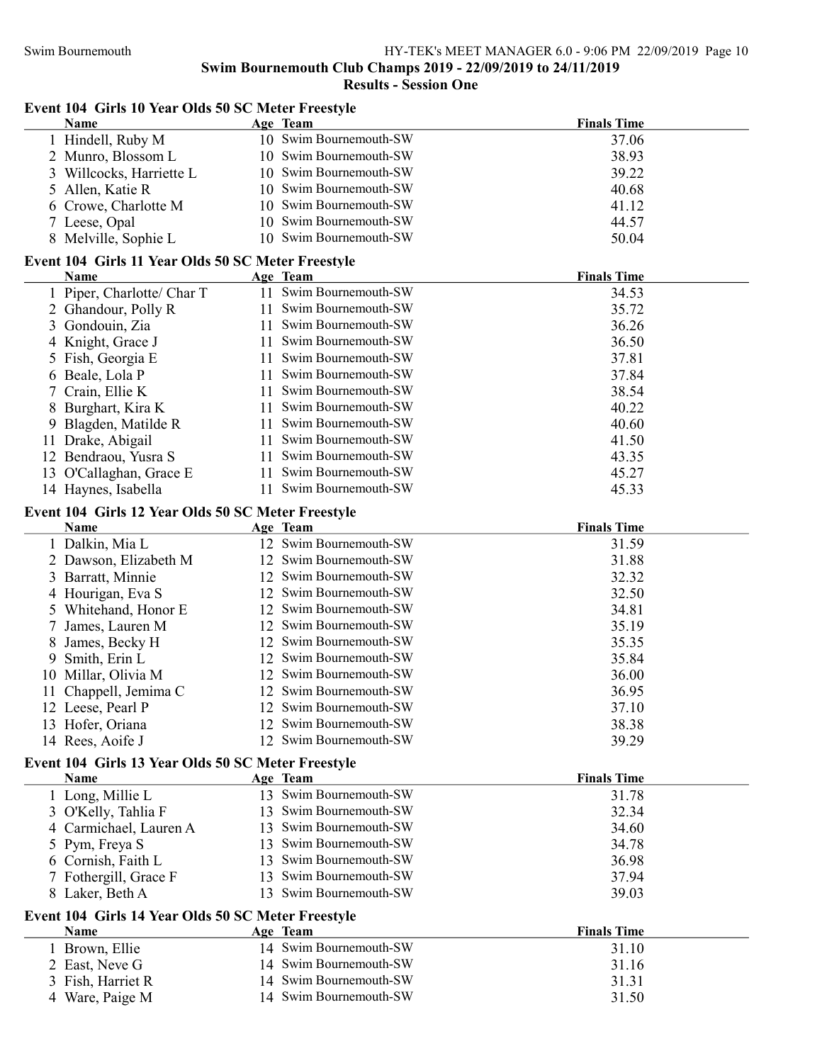## Swim Bournemouth Club Champs 2019 - 22/09/2019 to 24/11/2019

### Results - Session One

#### Event 104 Girls 10 Year Olds 50 SC Meter Freestyle

| | Name | Age | Team | Finals Time |
|---|---|---|---|---|
| 1 | Hindell, Ruby M | 10 | Swim Bournemouth-SW | 37.06 |
| 2 | Munro, Blossom L | 10 | Swim Bournemouth-SW | 38.93 |
| 3 | Willcocks, Harriette L | 10 | Swim Bournemouth-SW | 39.22 |
| 5 | Allen, Katie R | 10 | Swim Bournemouth-SW | 40.68 |
| 6 | Crowe, Charlotte M | 10 | Swim Bournemouth-SW | 41.12 |
| 7 | Leese, Opal | 10 | Swim Bournemouth-SW | 44.57 |
| 8 | Melville, Sophie L | 10 | Swim Bournemouth-SW | 50.04 |

#### Event 104 Girls 11 Year Olds 50 SC Meter Freestyle

| | Name | Age | Team | Finals Time |
|---|---|---|---|---|
| 1 | Piper, Charlotte/ Char T | 11 | Swim Bournemouth-SW | 34.53 |
| 2 | Ghandour, Polly R | 11 | Swim Bournemouth-SW | 35.72 |
| 3 | Gondouin, Zia | 11 | Swim Bournemouth-SW | 36.26 |
| 4 | Knight, Grace J | 11 | Swim Bournemouth-SW | 36.50 |
| 5 | Fish, Georgia E | 11 | Swim Bournemouth-SW | 37.81 |
| 6 | Beale, Lola P | 11 | Swim Bournemouth-SW | 37.84 |
| 7 | Crain, Ellie K | 11 | Swim Bournemouth-SW | 38.54 |
| 8 | Burghart, Kira K | 11 | Swim Bournemouth-SW | 40.22 |
| 9 | Blagden, Matilde R | 11 | Swim Bournemouth-SW | 40.60 |
| 11 | Drake, Abigail | 11 | Swim Bournemouth-SW | 41.50 |
| 12 | Bendraou, Yusra S | 11 | Swim Bournemouth-SW | 43.35 |
| 13 | O'Callaghan, Grace E | 11 | Swim Bournemouth-SW | 45.27 |
| 14 | Haynes, Isabella | 11 | Swim Bournemouth-SW | 45.33 |

#### Event 104 Girls 12 Year Olds 50 SC Meter Freestyle

| | Name | Age | Team | Finals Time |
|---|---|---|---|---|
| 1 | Dalkin, Mia L | 12 | Swim Bournemouth-SW | 31.59 |
| 2 | Dawson, Elizabeth M | 12 | Swim Bournemouth-SW | 31.88 |
| 3 | Barratt, Minnie | 12 | Swim Bournemouth-SW | 32.32 |
| 4 | Hourigan, Eva S | 12 | Swim Bournemouth-SW | 32.50 |
| 5 | Whitehand, Honor E | 12 | Swim Bournemouth-SW | 34.81 |
| 7 | James, Lauren M | 12 | Swim Bournemouth-SW | 35.19 |
| 8 | James, Becky H | 12 | Swim Bournemouth-SW | 35.35 |
| 9 | Smith, Erin L | 12 | Swim Bournemouth-SW | 35.84 |
| 10 | Millar, Olivia M | 12 | Swim Bournemouth-SW | 36.00 |
| 11 | Chappell, Jemima C | 12 | Swim Bournemouth-SW | 36.95 |
| 12 | Leese, Pearl P | 12 | Swim Bournemouth-SW | 37.10 |
| 13 | Hofer, Oriana | 12 | Swim Bournemouth-SW | 38.38 |
| 14 | Rees, Aoife J | 12 | Swim Bournemouth-SW | 39.29 |

#### Event 104 Girls 13 Year Olds 50 SC Meter Freestyle

| | Name | Age | Team | Finals Time |
|---|---|---|---|---|
| 1 | Long, Millie L | 13 | Swim Bournemouth-SW | 31.78 |
| 3 | O'Kelly, Tahlia F | 13 | Swim Bournemouth-SW | 32.34 |
| 4 | Carmichael, Lauren A | 13 | Swim Bournemouth-SW | 34.60 |
| 5 | Pym, Freya S | 13 | Swim Bournemouth-SW | 34.78 |
| 6 | Cornish, Faith L | 13 | Swim Bournemouth-SW | 36.98 |
| 7 | Fothergill, Grace F | 13 | Swim Bournemouth-SW | 37.94 |
| 8 | Laker, Beth A | 13 | Swim Bournemouth-SW | 39.03 |

#### Event 104 Girls 14 Year Olds 50 SC Meter Freestyle

| | Name | Age | Team | Finals Time |
|---|---|---|---|---|
| 1 | Brown, Ellie | 14 | Swim Bournemouth-SW | 31.10 |
| 2 | East, Neve G | 14 | Swim Bournemouth-SW | 31.16 |
| 3 | Fish, Harriet R | 14 | Swim Bournemouth-SW | 31.31 |
| 4 | Ware, Paige M | 14 | Swim Bournemouth-SW | 31.50 |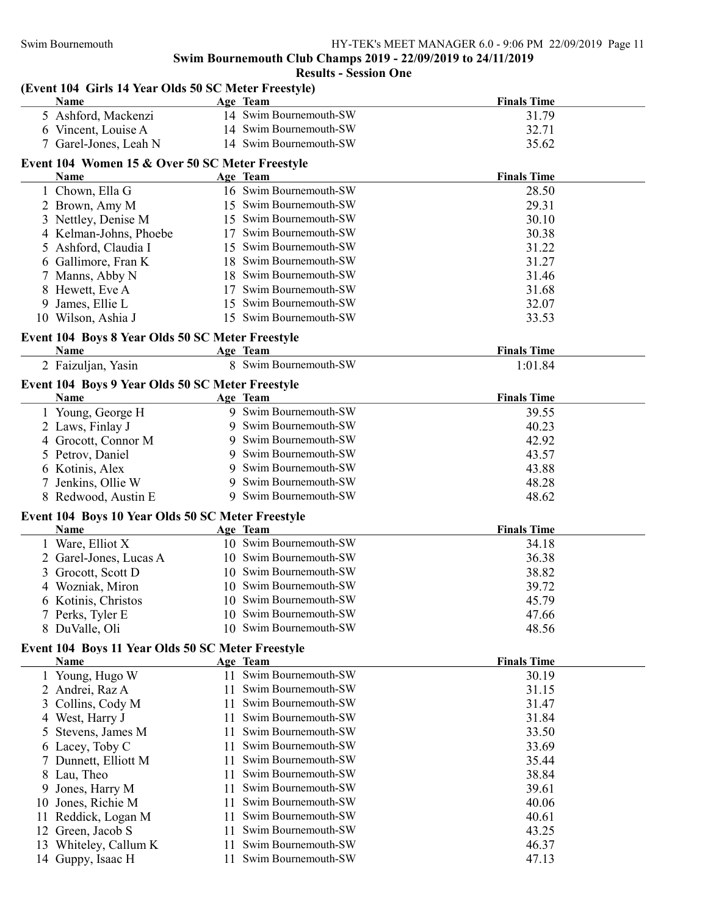## Swim Bournemouth Club Champs 2019 - 22/09/2019 to 24/11/2019

### Results - Session One

**(Event 104 Girls 14 Year Olds 50 SC Meter Freestyle)**

| | Name | Age | Team | Finals Time |
|---|---|---|---|---|
| 5 | Ashford, Mackenzi | 14 | Swim Bournemouth-SW | 31.79 |
| 6 | Vincent, Louise A | 14 | Swim Bournemouth-SW | 32.71 |
| 7 | Garel-Jones, Leah N | 14 | Swim Bournemouth-SW | 35.62 |

**Event 104 Women 15 & Over 50 SC Meter Freestyle**

| | Name | Age | Team | Finals Time |
|---|---|---|---|---|
| 1 | Chown, Ella G | 16 | Swim Bournemouth-SW | 28.50 |
| 2 | Brown, Amy M | 15 | Swim Bournemouth-SW | 29.31 |
| 3 | Nettley, Denise M | 15 | Swim Bournemouth-SW | 30.10 |
| 4 | Kelman-Johns, Phoebe | 17 | Swim Bournemouth-SW | 30.38 |
| 5 | Ashford, Claudia I | 15 | Swim Bournemouth-SW | 31.22 |
| 6 | Gallimore, Fran K | 18 | Swim Bournemouth-SW | 31.27 |
| 7 | Manns, Abby N | 18 | Swim Bournemouth-SW | 31.46 |
| 8 | Hewett, Eve A | 17 | Swim Bournemouth-SW | 31.68 |
| 9 | James, Ellie L | 15 | Swim Bournemouth-SW | 32.07 |
| 10 | Wilson, Ashia J | 15 | Swim Bournemouth-SW | 33.53 |

**Event 104 Boys 8 Year Olds 50 SC Meter Freestyle**

| | Name | Age | Team | Finals Time |
|---|---|---|---|---|
| 2 | Faizuljan, Yasin | 8 | Swim Bournemouth-SW | 1:01.84 |

**Event 104 Boys 9 Year Olds 50 SC Meter Freestyle**

| | Name | Age | Team | Finals Time |
|---|---|---|---|---|
| 1 | Young, George H | 9 | Swim Bournemouth-SW | 39.55 |
| 2 | Laws, Finlay J | 9 | Swim Bournemouth-SW | 40.23 |
| 4 | Grocott, Connor M | 9 | Swim Bournemouth-SW | 42.92 |
| 5 | Petrov, Daniel | 9 | Swim Bournemouth-SW | 43.57 |
| 6 | Kotinis, Alex | 9 | Swim Bournemouth-SW | 43.88 |
| 7 | Jenkins, Ollie W | 9 | Swim Bournemouth-SW | 48.28 |
| 8 | Redwood, Austin E | 9 | Swim Bournemouth-SW | 48.62 |

**Event 104 Boys 10 Year Olds 50 SC Meter Freestyle**

| | Name | Age | Team | Finals Time |
|---|---|---|---|---|
| 1 | Ware, Elliot X | 10 | Swim Bournemouth-SW | 34.18 |
| 2 | Garel-Jones, Lucas A | 10 | Swim Bournemouth-SW | 36.38 |
| 3 | Grocott, Scott D | 10 | Swim Bournemouth-SW | 38.82 |
| 4 | Wozniak, Miron | 10 | Swim Bournemouth-SW | 39.72 |
| 6 | Kotinis, Christos | 10 | Swim Bournemouth-SW | 45.79 |
| 7 | Perks, Tyler E | 10 | Swim Bournemouth-SW | 47.66 |
| 8 | DuValle, Oli | 10 | Swim Bournemouth-SW | 48.56 |

**Event 104 Boys 11 Year Olds 50 SC Meter Freestyle**

| | Name | Age | Team | Finals Time |
|---|---|---|---|---|
| 1 | Young, Hugo W | 11 | Swim Bournemouth-SW | 30.19 |
| 2 | Andrei, Raz A | 11 | Swim Bournemouth-SW | 31.15 |
| 3 | Collins, Cody M | 11 | Swim Bournemouth-SW | 31.47 |
| 4 | West, Harry J | 11 | Swim Bournemouth-SW | 31.84 |
| 5 | Stevens, James M | 11 | Swim Bournemouth-SW | 33.50 |
| 6 | Lacey, Toby C | 11 | Swim Bournemouth-SW | 33.69 |
| 7 | Dunnett, Elliott M | 11 | Swim Bournemouth-SW | 35.44 |
| 8 | Lau, Theo | 11 | Swim Bournemouth-SW | 38.84 |
| 9 | Jones, Harry M | 11 | Swim Bournemouth-SW | 39.61 |
| 10 | Jones, Richie M | 11 | Swim Bournemouth-SW | 40.06 |
| 11 | Reddick, Logan M | 11 | Swim Bournemouth-SW | 40.61 |
| 12 | Green, Jacob S | 11 | Swim Bournemouth-SW | 43.25 |
| 13 | Whiteley, Callum K | 11 | Swim Bournemouth-SW | 46.37 |
| 14 | Guppy, Isaac H | 11 | Swim Bournemouth-SW | 47.13 |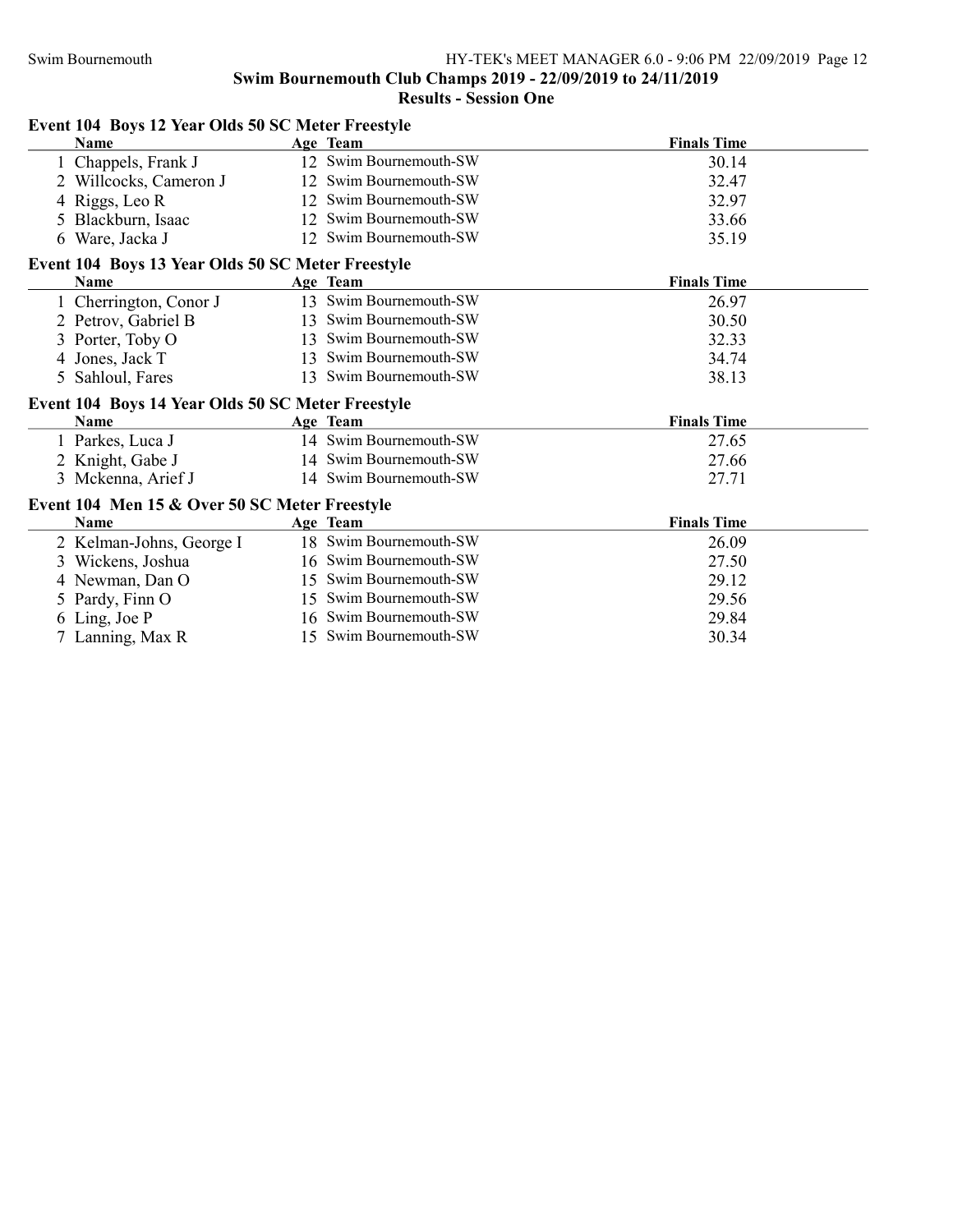Swim Bournemouth Club Champs 2019 - 22/09/2019 to 24/11/2019

Results - Session One

### Event 104 Boys 12 Year Olds 50 SC Meter Freestyle

| | Name | Age | Team | Finals Time |
|---|---|---|---|---|
| 1 | Chappels, Frank J | 12 | Swim Bournemouth-SW | 30.14 |
| 2 | Willcocks, Cameron J | 12 | Swim Bournemouth-SW | 32.47 |
| 4 | Riggs, Leo R | 12 | Swim Bournemouth-SW | 32.97 |
| 5 | Blackburn, Isaac | 12 | Swim Bournemouth-SW | 33.66 |
| 6 | Ware, Jacka J | 12 | Swim Bournemouth-SW | 35.19 |

### Event 104 Boys 13 Year Olds 50 SC Meter Freestyle

| | Name | Age | Team | Finals Time |
|---|---|---|---|---|
| 1 | Cherrington, Conor J | 13 | Swim Bournemouth-SW | 26.97 |
| 2 | Petrov, Gabriel B | 13 | Swim Bournemouth-SW | 30.50 |
| 3 | Porter, Toby O | 13 | Swim Bournemouth-SW | 32.33 |
| 4 | Jones, Jack T | 13 | Swim Bournemouth-SW | 34.74 |
| 5 | Sahloul, Fares | 13 | Swim Bournemouth-SW | 38.13 |

### Event 104 Boys 14 Year Olds 50 SC Meter Freestyle

| | Name | Age | Team | Finals Time |
|---|---|---|---|---|
| 1 | Parkes, Luca J | 14 | Swim Bournemouth-SW | 27.65 |
| 2 | Knight, Gabe J | 14 | Swim Bournemouth-SW | 27.66 |
| 3 | Mckenna, Arief J | 14 | Swim Bournemouth-SW | 27.71 |

### Event 104 Men 15 & Over 50 SC Meter Freestyle

| | Name | Age | Team | Finals Time |
|---|---|---|---|---|
| 2 | Kelman-Johns, George I | 18 | Swim Bournemouth-SW | 26.09 |
| 3 | Wickens, Joshua | 16 | Swim Bournemouth-SW | 27.50 |
| 4 | Newman, Dan O | 15 | Swim Bournemouth-SW | 29.12 |
| 5 | Pardy, Finn O | 15 | Swim Bournemouth-SW | 29.56 |
| 6 | Ling, Joe P | 16 | Swim Bournemouth-SW | 29.84 |
| 7 | Lanning, Max R | 15 | Swim Bournemouth-SW | 30.34 |